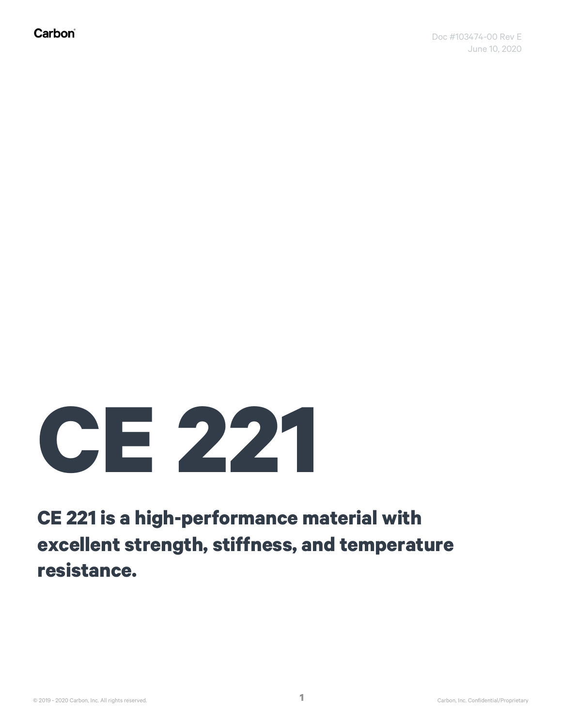Carbon

Doc #103474-00 Rev E
June 10, 2020

# CE 221

**CE 221 is a high-performance material with excellent strength, stiffness, and temperature resistance.**

© 2019 - 2020 Carbon, Inc. All rights reserved.

Carbon, Inc. Confidential/Proprietary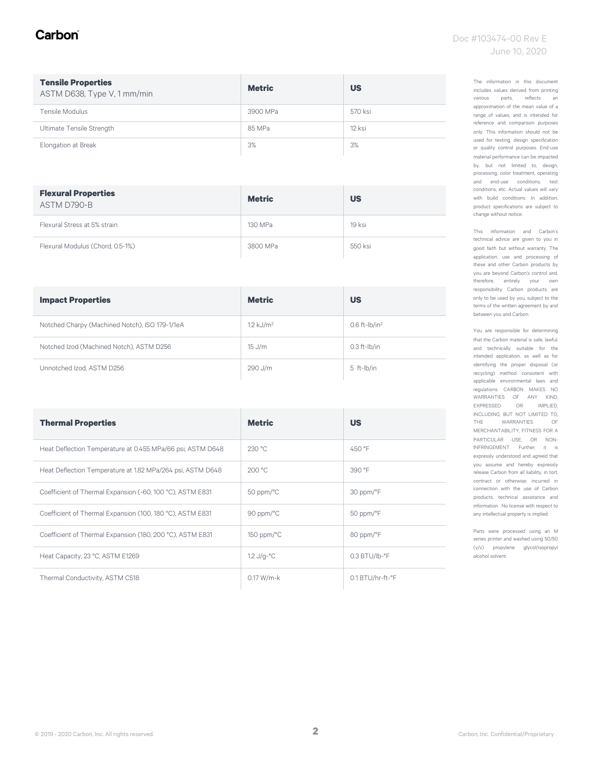| **Tensile Properties** ASTM D638, Type V, 1 mm/min | **Metric** | **US** |
| --- | --- | --- |
| Tensile Modulus | 3900 MPa | 570 ksi |
| Ultimate Tensile Strength | 85 MPa | 12 ksi |
| Elongation at Break | 3% | 3% |

| **Flexural Properties** ASTM D790-B | **Metric** | **US** |
| --- | --- | --- |
| Flexural Stress at 5% strain | 130 MPa | 19 ksi |
| Flexural Modulus (Chord, 0.5-1%) | 3800 MPa | 550 ksi |

| **Impact Properties** | **Metric** | **US** |
| --- | --- | --- |
| Notched Charpy (Machined Notch), ISO 179-1/1eA | 1.2 kJ/m$^2$ | 0.6 ft-lb/in$^2$ |
| Notched Izod (Machined Notch), ASTM D256 | 15 J/m | 0.3 ft-lb/in |
| Unnotched Izod, ASTM D256 | 290 J/m | 5 ft-lb/in |

| **Thermal Properties** | **Metric** | **US** |
| --- | --- | --- |
| Heat Deflection Temperature at 0.455 MPa/66 psi, ASTM D648 | 230 °C | 450 °F |
| Heat Deflection Temperature at 1.82 MPa/264 psi, ASTM D648 | 200 °C | 390 °F |
| Coefficient of Thermal Expansion (-60, 100 °C), ASTM E831 | 50 ppm/°C | 30 ppm/°F |
| Coefficient of Thermal Expansion (100, 180 °C), ASTM E831 | 90 ppm/°C | 50 ppm/°F |
| Coefficient of Thermal Expansion (180, 200 °C), ASTM E831 | 150 ppm/°C | 80 ppm/°F |
| Heat Capacity, 23 °C, ASTM E1269 | 1.2 J/g-°C | 0.3 BTU/lb-°F |
| Thermal Conductivity, ASTM C518 | 0.17 W/m-k | 0.1 BTU/hr-ft-°F |

The information in this document includes values derived from printing various parts, reflects an approximation of the mean value of a range of values, and is intended for reference and comparison purposes only. This information should not be used for testing, design specification or quality control purposes. End-use material performance can be impacted by, but not limited to, design, processing, color treatment, operating and end-use conditions, test conditions, etc. Actual values will vary with build conditions. In addition, product specifications are subject to change without notice.

This information and Carbon's technical advice are given to you in good faith but without warranty. The application, use and processing of these and other Carbon products by you are beyond Carbon's control and, therefore, entirely your own responsibility. Carbon products are only to be used by you, subject to the terms of the written agreement by and between you and Carbon.

You are responsible for determining that the Carbon material is safe, lawful, and technically suitable for the intended application, as well as for identifying the proper disposal (or recycling) method consistent with applicable environmental laws and regulations. CARBON MAKES NO WARRANTIES OF ANY KIND, EXPRESSED OR IMPLIED, INCLUDING, BUT NOT LIMITED TO, THE WARRANTIES OF MERCHANTABILITY, FITNESS FOR A PARTICULAR USE, OR NON-INFRINGEMENT. Further, it is expressly understood and agreed that you assume and hereby expressly release Carbon from all liability, in tort, contract or otherwise, incurred in connection with the use of Carbon products, technical assistance and information. No license with respect to any intellectual property is implied.

Parts were processed using an M series printer and washed using 50/50 (v/v) propylene glycol/isopropyl alcohol solvent.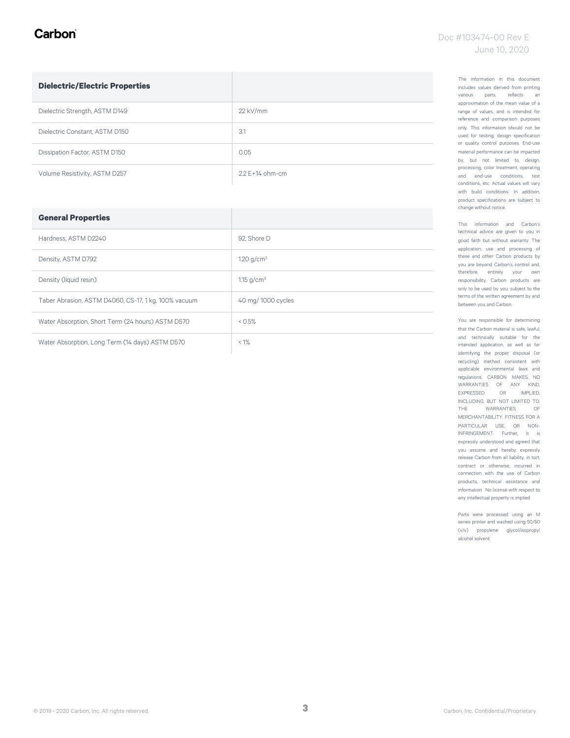| Dielectric/Electric Properties | |
|---|---|
| Dielectric Strength, ASTM D149 | 22 kV/mm |
| Dielectric Constant, ASTM D150 | 3.1 |
| Dissipation Factor, ASTM D150 | 0.05 |
| Volume Resistivity, ASTM D257 | 2.2 E+14 ohm-cm |

| General Properties | |
|---|---|
| Hardness, ASTM D2240 | 92, Shore D |
| Density, ASTM D792 | 1.20 g/cm$^3$ |
| Density (liquid resin) | 1.15 g/cm$^3$ |
| Taber Abrasion, ASTM D4060, CS-17, 1 kg, 100% vacuum | 40 mg/ 1000 cycles |
| Water Absorption, Short Term (24 hours) ASTM D570 | < 0.5% |
| Water Absorption, Long Term (14 days) ASTM D570 | < 1% |

The information in this document includes values derived from printing various parts, reflects an approximation of the mean value of a range of values, and is intended for reference and comparison purposes only. This information should not be used for testing, design specification or quality control purposes. End-use material performance can be impacted by, but not limited to, design, processing, color treatment, operating and end-use conditions, test conditions, etc. Actual values will vary with build conditions. In addition, product specifications are subject to change without notice.

This information and Carbon's technical advice are given to you in good faith but without warranty. The application, use and processing of these and other Carbon products by you are beyond Carbon's control and, therefore, entirely your own responsibility. Carbon products are only to be used by you, subject to the terms of the written agreement by and between you and Carbon.

You are responsible for determining that the Carbon material is safe, lawful, and technically suitable for the intended application, as well as for identifying the proper disposal (or recycling) method consistent with applicable environmental laws and regulations. CARBON MAKES NO WARRANTIES OF ANY KIND, EXPRESSED OR IMPLIED, INCLUDING, BUT NOT LIMITED TO, THE WARRANTIES OF MERCHANTABILITY, FITNESS FOR A PARTICULAR USE, OR NON-INFRINGEMENT. Further, it is expressly understood and agreed that you assume and hereby expressly release Carbon from all liability, in tort, contract or otherwise, incurred in connection with the use of Carbon products, technical assistance and information. No license with respect to any intellectual property is implied.

Parts were processed using an M series printer and washed using 50/50 (v/v) propylene glycol/isopropyl alcohol solvent.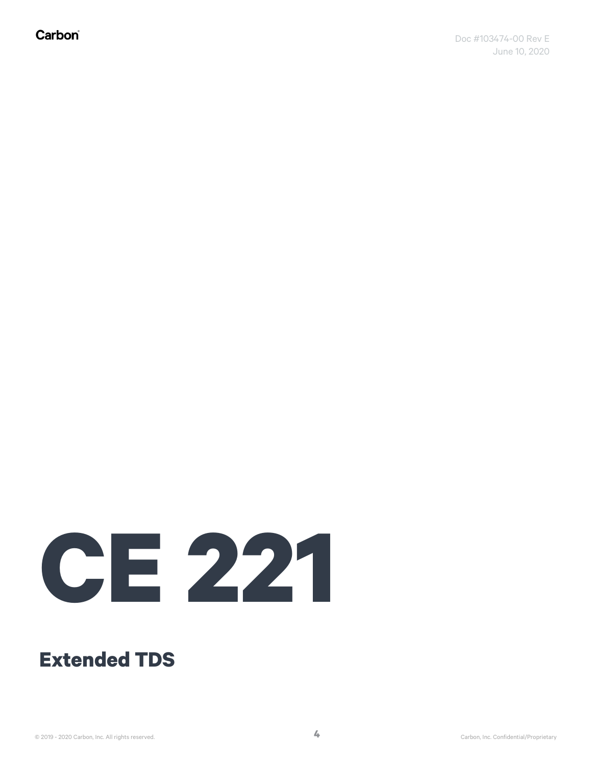# CE 221

## Extended TDS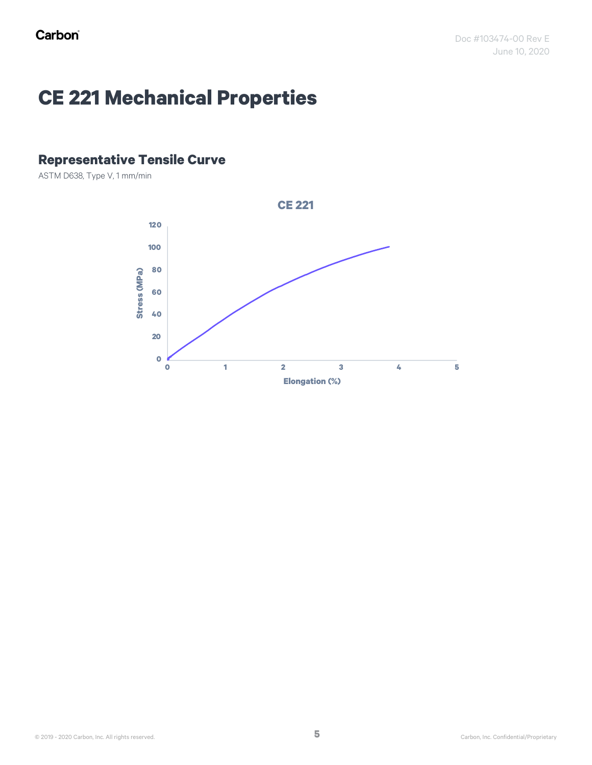# CE 221 Mechanical Properties

## Representative Tensile Curve

ASTM D638, Type V, 1 mm/min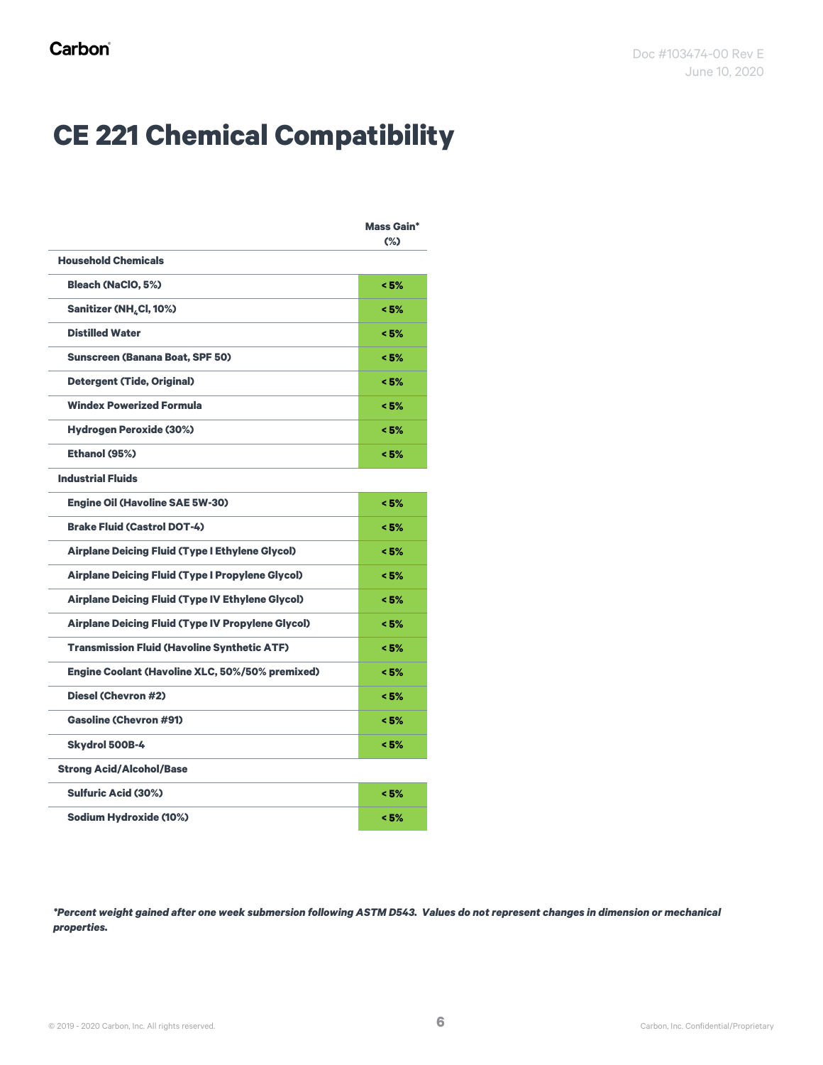# CE 221 Chemical Compatibility

| | Mass Gain* (%) |
|---|---|
| **Household Chemicals** | |
| Bleach (NaClO, 5%) | < 5% |
| Sanitizer ($NH_4Cl$, 10%) | < 5% |
| Distilled Water | < 5% |
| Sunscreen (Banana Boat, SPF 50) | < 5% |
| Detergent (Tide, Original) | < 5% |
| Windex Powerized Formula | < 5% |
| Hydrogen Peroxide (30%) | < 5% |
| Ethanol (95%) | < 5% |
| **Industrial Fluids** | |
| Engine Oil (Havoline SAE 5W-30) | < 5% |
| Brake Fluid (Castrol DOT-4) | < 5% |
| Airplane Deicing Fluid (Type I Ethylene Glycol) | < 5% |
| Airplane Deicing Fluid (Type I Propylene Glycol) | < 5% |
| Airplane Deicing Fluid (Type IV Ethylene Glycol) | < 5% |
| Airplane Deicing Fluid (Type IV Propylene Glycol) | < 5% |
| Transmission Fluid (Havoline Synthetic ATF) | < 5% |
| Engine Coolant (Havoline XLC, 50%/50% premixed) | < 5% |
| Diesel (Chevron #2) | < 5% |
| Gasoline (Chevron #91) | < 5% |
| Skydrol 500B-4 | < 5% |
| **Strong Acid/Alcohol/Base** | |
| Sulfuric Acid (30%) | < 5% |
| Sodium Hydroxide (10%) | < 5% |

***Percent weight gained after one week submersion following ASTM D543. Values do not represent changes in dimension or mechanical properties.***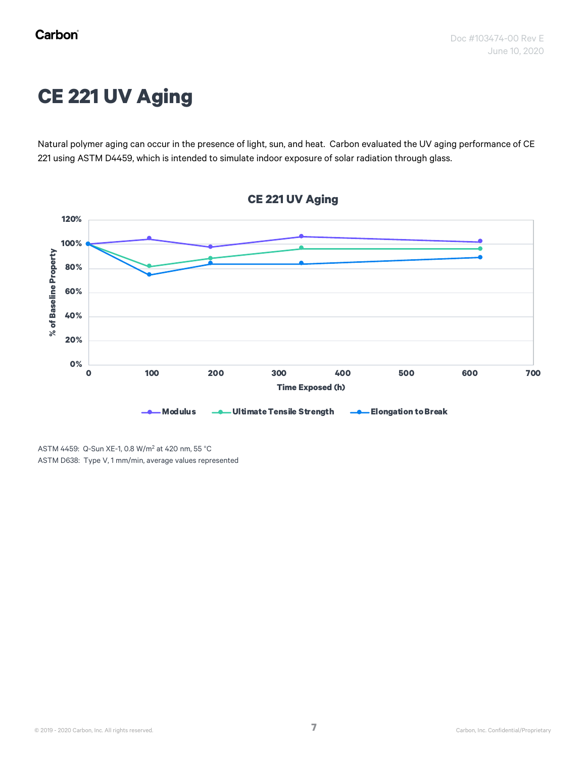# CE 221 UV Aging

Natural polymer aging can occur in the presence of light, sun, and heat. Carbon evaluated the UV aging performance of CE 221 using ASTM D4459, which is intended to simulate indoor exposure of solar radiation through glass.

ASTM 4459: Q-Sun XE-1, 0.8 W/m$^2$ at 420 nm, 55 °C
ASTM D638: Type V, 1 mm/min, average values represented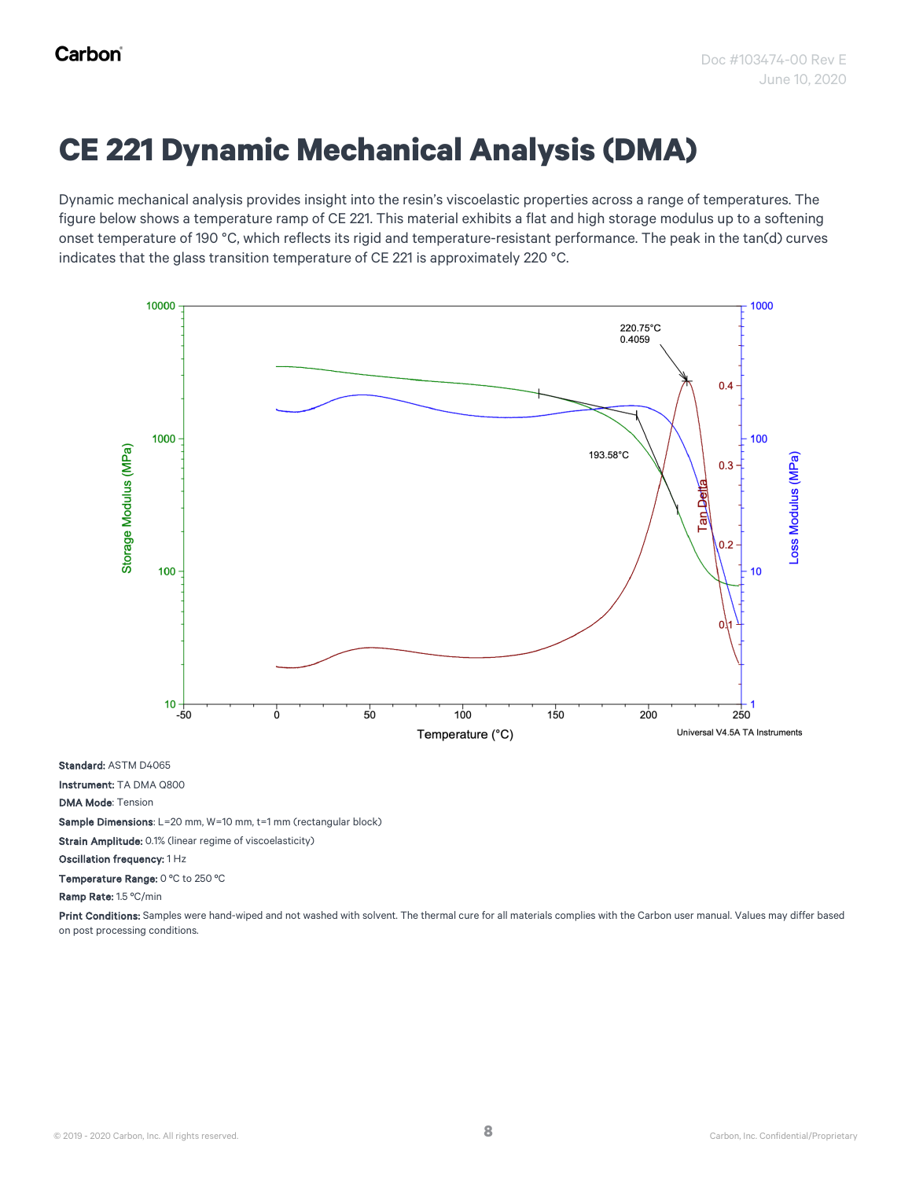# CE 221 Dynamic Mechanical Analysis (DMA)

Dynamic mechanical analysis provides insight into the resin's viscoelastic properties across a range of temperatures. The figure below shows a temperature ramp of CE 221. This material exhibits a flat and high storage modulus up to a softening onset temperature of 190 °C, which reflects its rigid and temperature-resistant performance. The peak in the tan(d) curves indicates that the glass transition temperature of CE 221 is approximately 220 °C.

**Standard:** ASTM D4065

**Instrument:** TA DMA Q800

**DMA Mode**: Tension

**Sample Dimensions**: L=20 mm, W=10 mm, t=1 mm (rectangular block)

**Strain Amplitude:** 0.1% (linear regime of viscoelasticity)

**Oscillation frequency:** 1 Hz

**Temperature Range:** 0 °C to 250 °C

**Ramp Rate:** 1.5 °C/min

**Print Conditions:** Samples were hand-wiped and not washed with solvent. The thermal cure for all materials complies with the Carbon user manual. Values may differ based on post processing conditions.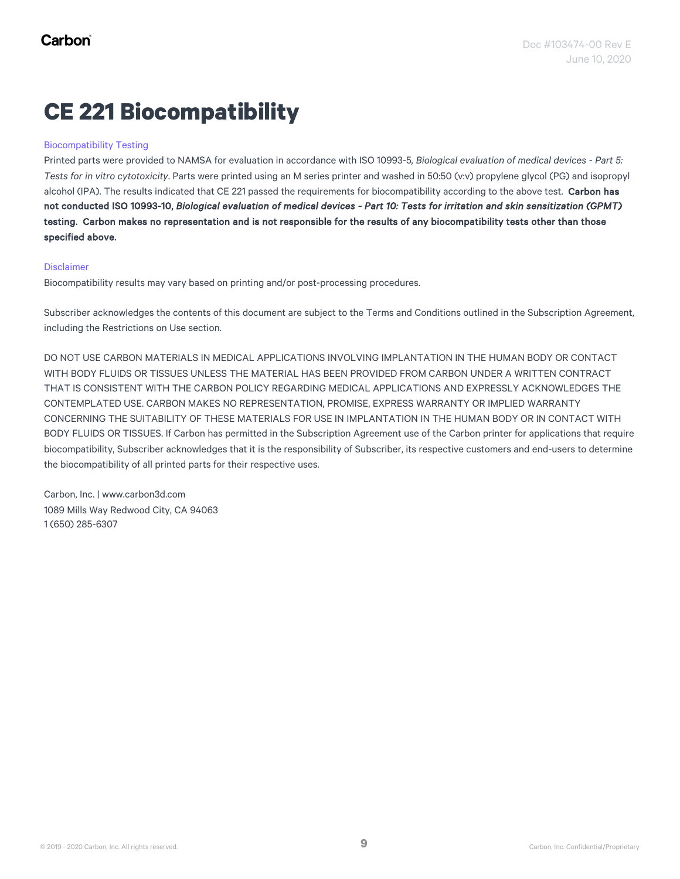# CE 221 Biocompatibility

## Biocompatibility Testing

Printed parts were provided to NAMSA for evaluation in accordance with ISO 10993-5, *Biological evaluation of medical devices - Part 5: Tests for in vitro cytotoxicity*. Parts were printed using an M series printer and washed in 50:50 (v:v) propylene glycol (PG) and isopropyl alcohol (IPA). The results indicated that CE 221 passed the requirements for biocompatibility according to the above test. **Carbon has not conducted ISO 10993-10, *Biological evaluation of medical devices - Part 10: Tests for irritation and skin sensitization (GPMT)* testing. Carbon makes no representation and is not responsible for the results of any biocompatibility tests other than those specified above.**

## Disclaimer

Biocompatibility results may vary based on printing and/or post-processing procedures.

Subscriber acknowledges the contents of this document are subject to the Terms and Conditions outlined in the Subscription Agreement, including the Restrictions on Use section.

DO NOT USE CARBON MATERIALS IN MEDICAL APPLICATIONS INVOLVING IMPLANTATION IN THE HUMAN BODY OR CONTACT WITH BODY FLUIDS OR TISSUES UNLESS THE MATERIAL HAS BEEN PROVIDED FROM CARBON UNDER A WRITTEN CONTRACT THAT IS CONSISTENT WITH THE CARBON POLICY REGARDING MEDICAL APPLICATIONS AND EXPRESSLY ACKNOWLEDGES THE CONTEMPLATED USE. CARBON MAKES NO REPRESENTATION, PROMISE, EXPRESS WARRANTY OR IMPLIED WARRANTY CONCERNING THE SUITABILITY OF THESE MATERIALS FOR USE IN IMPLANTATION IN THE HUMAN BODY OR IN CONTACT WITH BODY FLUIDS OR TISSUES. If Carbon has permitted in the Subscription Agreement use of the Carbon printer for applications that require biocompatibility, Subscriber acknowledges that it is the responsibility of Subscriber, its respective customers and end-users to determine the biocompatibility of all printed parts for their respective uses.

Carbon, Inc. | www.carbon3d.com
1089 Mills Way Redwood City, CA 94063
1 (650) 285-6307